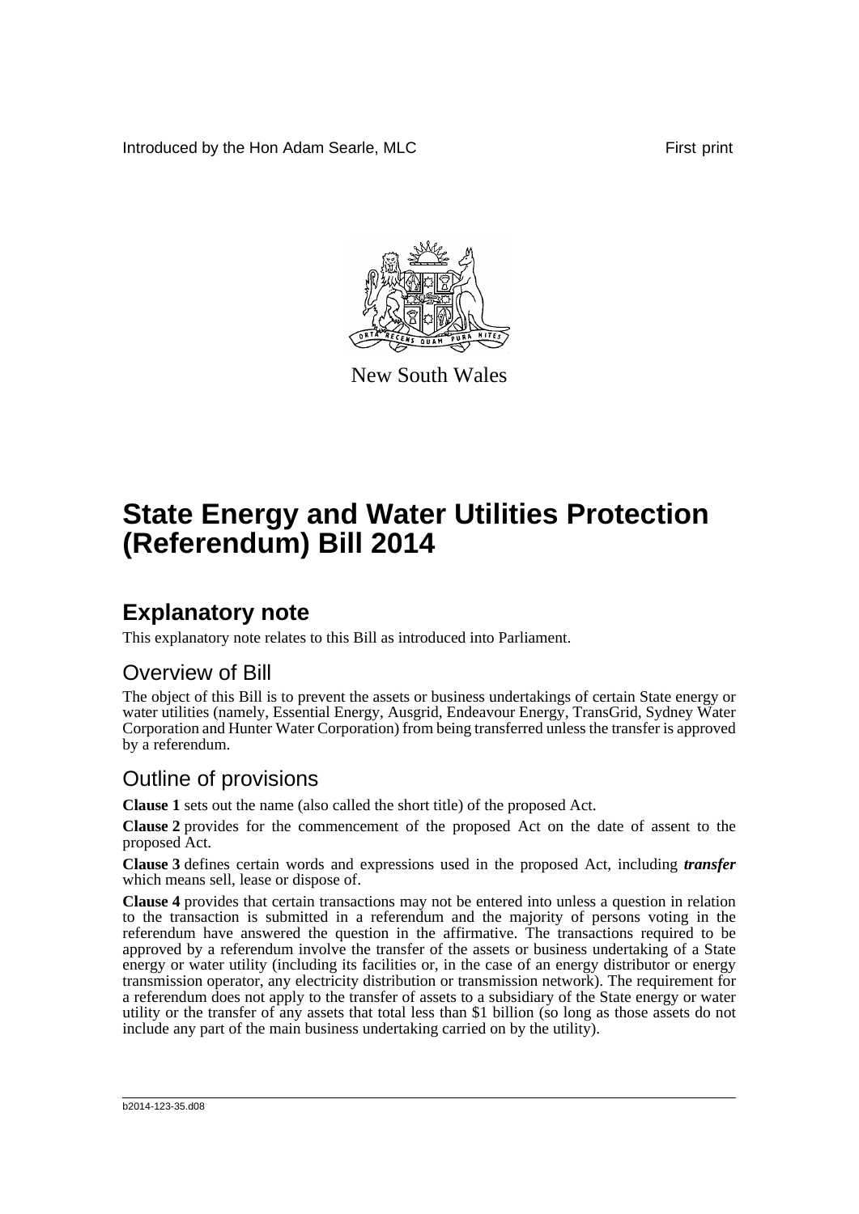Introduced by the Hon Adam Searle, MLC

First print

New South Wales

# State Energy and Water Utilities Protection (Referendum) Bill 2014

## Explanatory note

This explanatory note relates to this Bill as introduced into Parliament.

### Overview of Bill

The object of this Bill is to prevent the assets or business undertakings of certain State energy or water utilities (namely, Essential Energy, Ausgrid, Endeavour Energy, TransGrid, Sydney Water Corporation and Hunter Water Corporation) from being transferred unless the transfer is approved by a referendum.

### Outline of provisions

**Clause 1** sets out the name (also called the short title) of the proposed Act.

**Clause 2** provides for the commencement of the proposed Act on the date of assent to the proposed Act.

**Clause 3** defines certain words and expressions used in the proposed Act, including ***transfer*** which means sell, lease or dispose of.

**Clause 4** provides that certain transactions may not be entered into unless a question in relation to the transaction is submitted in a referendum and the majority of persons voting in the referendum have answered the question in the affirmative. The transactions required to be approved by a referendum involve the transfer of the assets or business undertaking of a State energy or water utility (including its facilities or, in the case of an energy distributor or energy transmission operator, any electricity distribution or transmission network). The requirement for a referendum does not apply to the transfer of assets to a subsidiary of the State energy or water utility or the transfer of any assets that total less than $1 billion (so long as those assets do not include any part of the main business undertaking carried on by the utility).

b2014-123-35.d08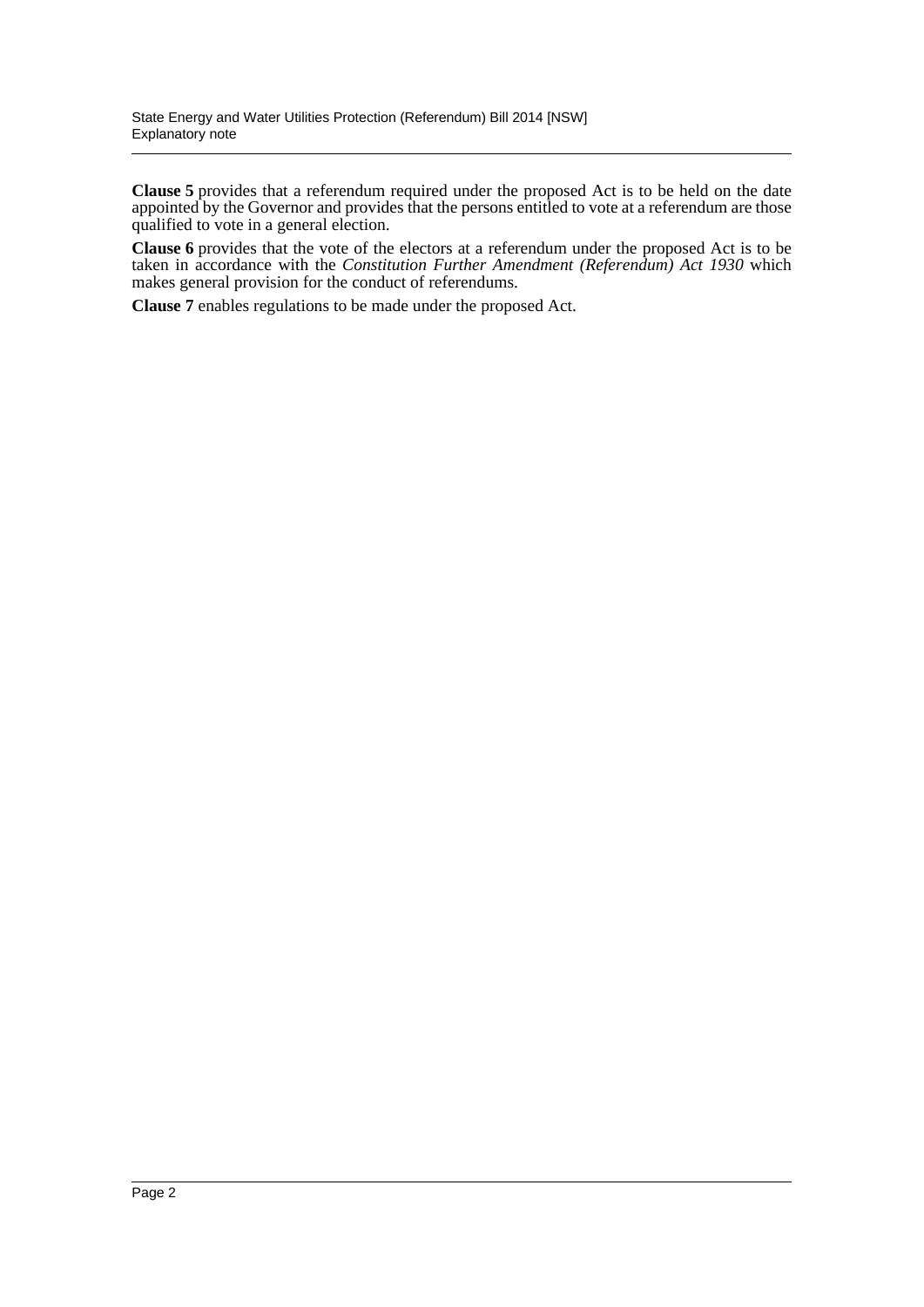**Clause 5** provides that a referendum required under the proposed Act is to be held on the date appointed by the Governor and provides that the persons entitled to vote at a referendum are those qualified to vote in a general election.

**Clause 6** provides that the vote of the electors at a referendum under the proposed Act is to be taken in accordance with the *Constitution Further Amendment (Referendum) Act 1930* which makes general provision for the conduct of referendums.

**Clause 7** enables regulations to be made under the proposed Act.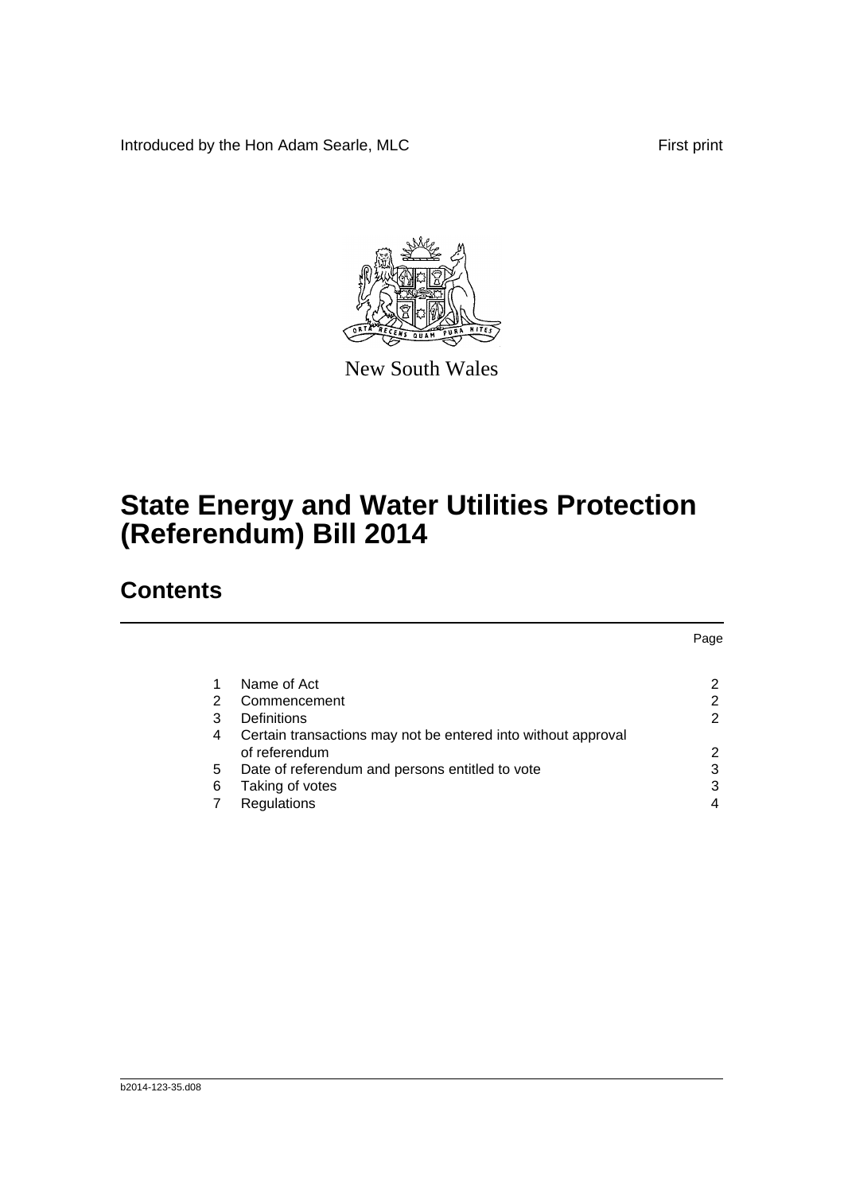Introduced by the Hon Adam Searle, MLC

First print

New South Wales

# State Energy and Water Utilities Protection (Referendum) Bill 2014

## Contents

| | | Page |
|---|---|---|
| 1 | Name of Act | 2 |
| 2 | Commencement | 2 |
| 3 | Definitions | 2 |
| 4 | Certain transactions may not be entered into without approval of referendum | 2 |
| 5 | Date of referendum and persons entitled to vote | 3 |
| 6 | Taking of votes | 3 |
| 7 | Regulations | 4 |

b2014-123-35.d08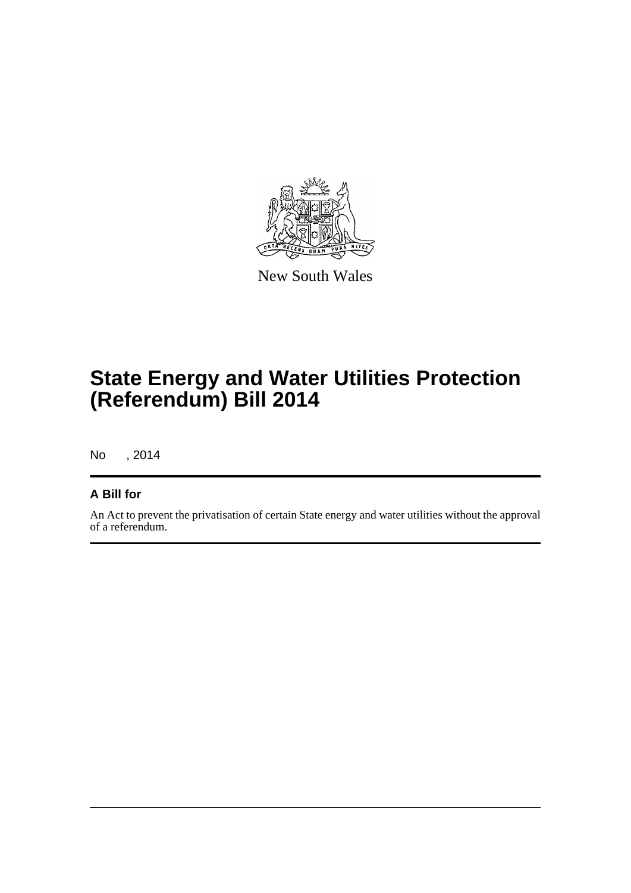New South Wales

# State Energy and Water Utilities Protection (Referendum) Bill 2014

No , 2014

## A Bill for

An Act to prevent the privatisation of certain State energy and water utilities without the approval of a referendum.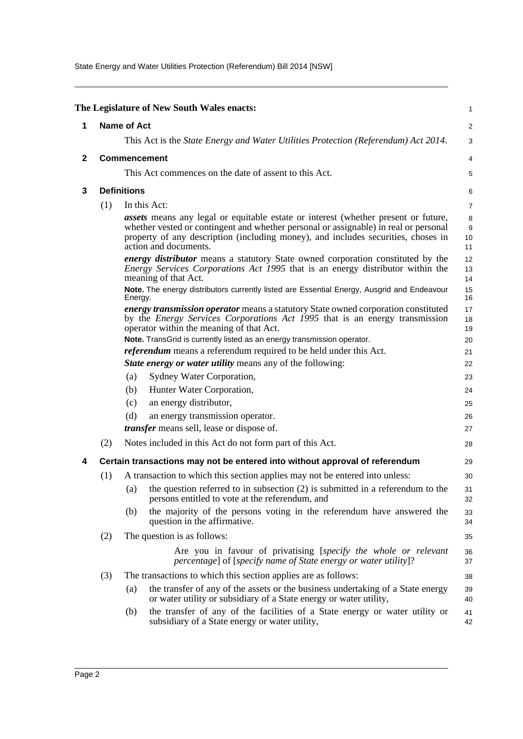**The Legislature of New South Wales enacts:**

## 1 Name of Act

This Act is the *State Energy and Water Utilities Protection (Referendum) Act 2014*.

## 2 Commencement

This Act commences on the date of assent to this Act.

## 3 Definitions

(1) In this Act:

***assets*** means any legal or equitable estate or interest (whether present or future, whether vested or contingent and whether personal or assignable) in real or personal property of any description (including money), and includes securities, choses in action and documents.

***energy distributor*** means a statutory State owned corporation constituted by the *Energy Services Corporations Act 1995* that is an energy distributor within the meaning of that Act.

**Note.** The energy distributors currently listed are Essential Energy, Ausgrid and Endeavour Energy.

***energy transmission operator*** means a statutory State owned corporation constituted by the *Energy Services Corporations Act 1995* that is an energy transmission operator within the meaning of that Act.

**Note.** TransGrid is currently listed as an energy transmission operator.

***referendum*** means a referendum required to be held under this Act.

***State energy or water utility*** means any of the following:

(a) Sydney Water Corporation,

(b) Hunter Water Corporation,

(c) an energy distributor,

(d) an energy transmission operator.

***transfer*** means sell, lease or dispose of.

(2) Notes included in this Act do not form part of this Act.

## 4 Certain transactions may not be entered into without approval of referendum

(1) A transaction to which this section applies may not be entered into unless:

(a) the question referred to in subsection (2) is submitted in a referendum to the persons entitled to vote at the referendum, and

(b) the majority of the persons voting in the referendum have answered the question in the affirmative.

(2) The question is as follows:

> Are you in favour of privatising [*specify the whole or relevant percentage*] of [*specify name of State energy or water utility*]?

(3) The transactions to which this section applies are as follows:

(a) the transfer of any of the assets or the business undertaking of a State energy or water utility or subsidiary of a State energy or water utility,

(b) the transfer of any of the facilities of a State energy or water utility or subsidiary of a State energy or water utility,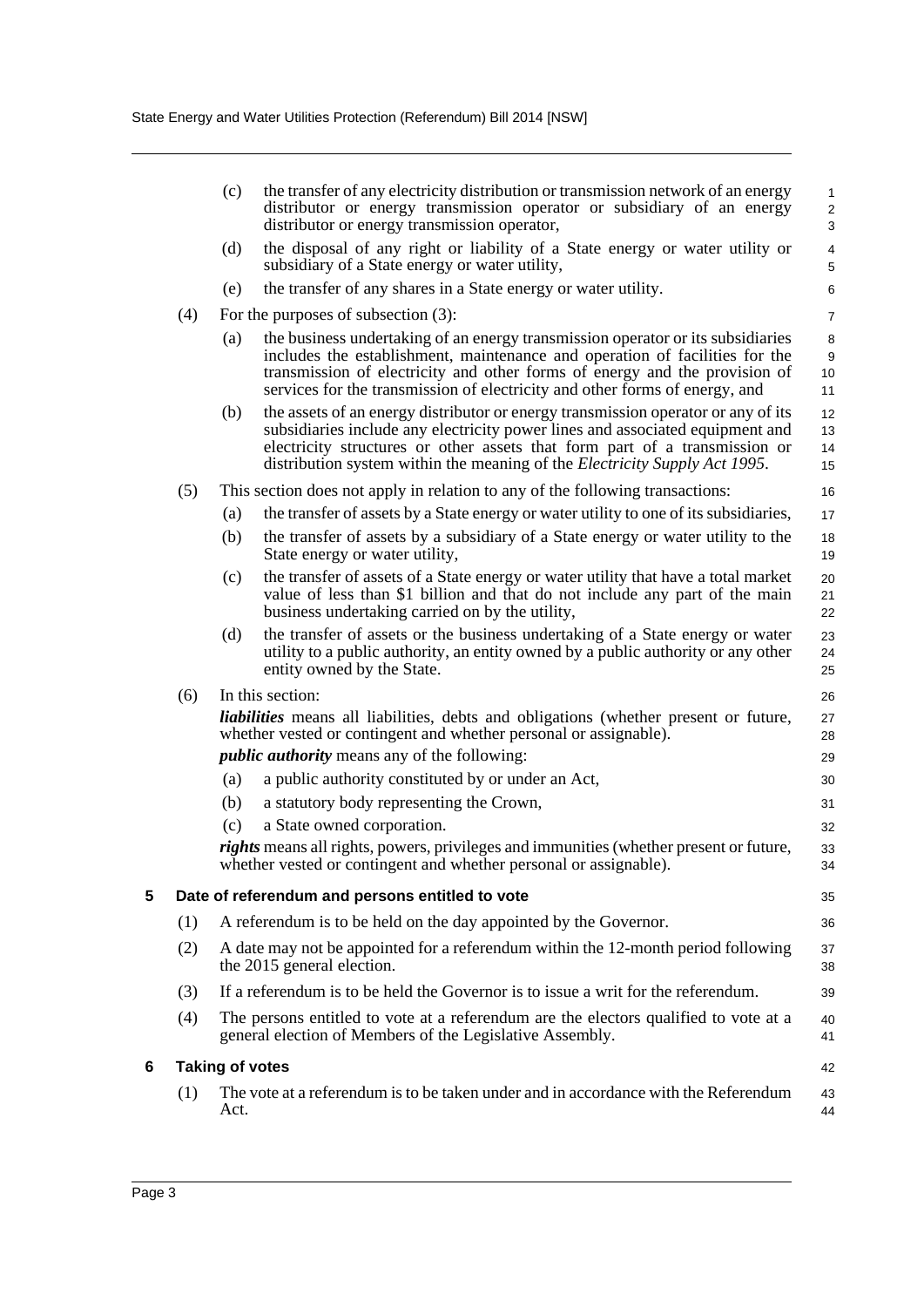(c) the transfer of any electricity distribution or transmission network of an energy distributor or energy transmission operator or subsidiary of an energy distributor or energy transmission operator,

(d) the disposal of any right or liability of a State energy or water utility or subsidiary of a State energy or water utility,

(e) the transfer of any shares in a State energy or water utility.

(4) For the purposes of subsection (3):

(a) the business undertaking of an energy transmission operator or its subsidiaries includes the establishment, maintenance and operation of facilities for the transmission of electricity and other forms of energy and the provision of services for the transmission of electricity and other forms of energy, and

(b) the assets of an energy distributor or energy transmission operator or any of its subsidiaries include any electricity power lines and associated equipment and electricity structures or other assets that form part of a transmission or distribution system within the meaning of the *Electricity Supply Act 1995*.

(5) This section does not apply in relation to any of the following transactions:

(a) the transfer of assets by a State energy or water utility to one of its subsidiaries,

(b) the transfer of assets by a subsidiary of a State energy or water utility to the State energy or water utility,

(c) the transfer of assets of a State energy or water utility that have a total market value of less than $1 billion and that do not include any part of the main business undertaking carried on by the utility,

(d) the transfer of assets or the business undertaking of a State energy or water utility to a public authority, an entity owned by a public authority or any other entity owned by the State.

(6) In this section:

***liabilities*** means all liabilities, debts and obligations (whether present or future, whether vested or contingent and whether personal or assignable).

***public authority*** means any of the following:

(a) a public authority constituted by or under an Act,

(b) a statutory body representing the Crown,

(c) a State owned corporation.

***rights*** means all rights, powers, privileges and immunities (whether present or future, whether vested or contingent and whether personal or assignable).

### 5 Date of referendum and persons entitled to vote

(1) A referendum is to be held on the day appointed by the Governor.

(2) A date may not be appointed for a referendum within the 12-month period following the 2015 general election.

(3) If a referendum is to be held the Governor is to issue a writ for the referendum.

(4) The persons entitled to vote at a referendum are the electors qualified to vote at a general election of Members of the Legislative Assembly.

### 6 Taking of votes

(1) The vote at a referendum is to be taken under and in accordance with the Referendum Act.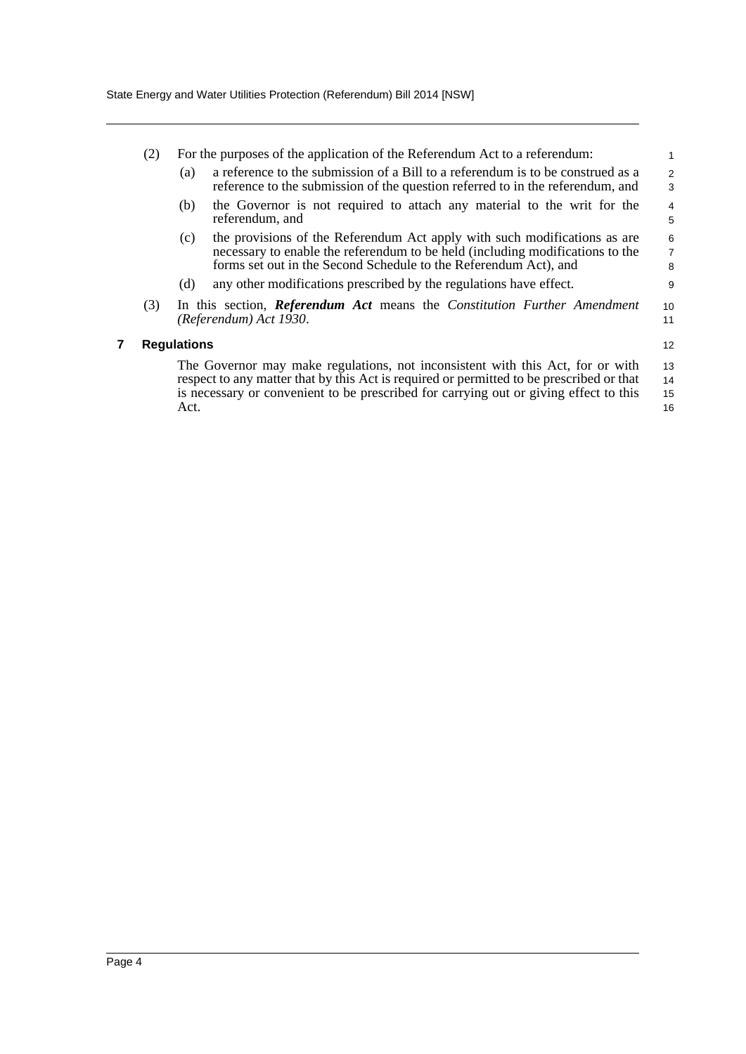(2) For the purposes of the application of the Referendum Act to a referendum:

(a) a reference to the submission of a Bill to a referendum is to be construed as a reference to the submission of the question referred to in the referendum, and

(b) the Governor is not required to attach any material to the writ for the referendum, and

(c) the provisions of the Referendum Act apply with such modifications as are necessary to enable the referendum to be held (including modifications to the forms set out in the Second Schedule to the Referendum Act), and

(d) any other modifications prescribed by the regulations have effect.

(3) In this section, ***Referendum Act*** means the *Constitution Further Amendment (Referendum) Act 1930*.

## 7 Regulations

The Governor may make regulations, not inconsistent with this Act, for or with respect to any matter that by this Act is required or permitted to be prescribed or that is necessary or convenient to be prescribed for carrying out or giving effect to this Act.